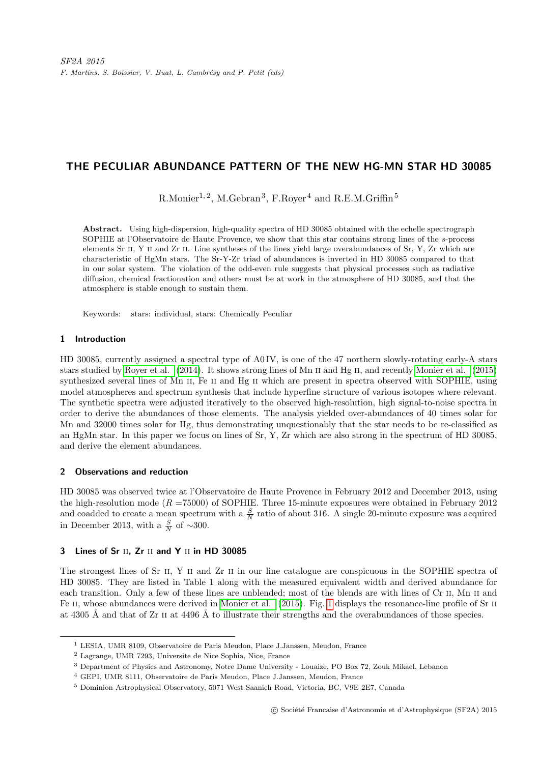# THE PECULIAR ABUNDANCE PATTERN OF THE NEW HG-MN STAR HD 30085

R.Monier[1,2], M.Gebran[3], F.Royer[4] and R.E.M.Griffin[5]

**Abstract.** Using high-dispersion, high-quality spectra of HD 30085 obtained with the echelle spectrograph SOPHIE at l'Observatoire de Haute Provence, we show that this star contains strong lines of the *s*-process elements Sr II, Y II and Zr II. Line syntheses of the lines yield large overabundances of Sr, Y, Zr which are characteristic of HgMn stars. The Sr-Y-Zr triad of abundances is inverted in HD 30085 compared to that in our solar system. The violation of the odd-even rule suggests that physical processes such as radiative diffusion, chemical fractionation and others must be at work in the atmosphere of HD 30085, and that the atmosphere is stable enough to sustain them.

Keywords: stars: individual, stars: Chemically Peculiar

## 1 Introduction

HD 30085, currently assigned a spectral type of A0 IV, is one of the 47 northern slowly-rotating early-A stars stars studied by Royer et al. (2014). It shows strong lines of Mn II and Hg II, and recently Monier et al. (2015) synthesized several lines of Mn II, Fe II and Hg II which are present in spectra observed with SOPHIE, using model atmospheres and spectrum synthesis that include hyperfine structure of various isotopes where relevant. The synthetic spectra were adjusted iteratively to the observed high-resolution, high signal-to-noise spectra in order to derive the abundances of those elements. The analysis yielded over-abundances of 40 times solar for Mn and 32000 times solar for Hg, thus demonstrating unquestionably that the star needs to be re-classified as an HgMn star. In this paper we focus on lines of Sr, Y, Zr which are also strong in the spectrum of HD 30085, and derive the element abundances.

## 2 Observations and reduction

HD 30085 was observed twice at l'Observatoire de Haute Provence in February 2012 and December 2013, using the high-resolution mode ($R$ =75000) of SOPHIE. Three 15-minute exposures were obtained in February 2012 and coadded to create a mean spectrum with a $\frac{S}{N}$ ratio of about 316. A single 20-minute exposure was acquired in December 2013, with a $\frac{S}{N}$ of $\sim$300.

## 3 Lines of Sr II, Zr II and Y II in HD 30085

The strongest lines of Sr II, Y II and Zr II in our line catalogue are conspicuous in the SOPHIE spectra of HD 30085. They are listed in Table 1 along with the measured equivalent width and derived abundance for each transition. Only a few of these lines are unblended; most of the blends are with lines of Cr II, Mn II and Fe II, whose abundances were derived in Monier et al. (2015). Fig. 1 displays the resonance-line profile of Sr II at 4305 Å and that of Zr II at 4496 Å to illustrate their strengths and the overabundances of those species.

[1] LESIA, UMR 8109, Observatoire de Paris Meudon, Place J.Janssen, Meudon, France

[2] Lagrange, UMR 7293, Universite de Nice Sophia, Nice, France

[3] Department of Physics and Astronomy, Notre Dame University - Louaize, PO Box 72, Zouk Mikael, Lebanon

[4] GEPI, UMR 8111, Observatoire de Paris Meudon, Place J.Janssen, Meudon, France

[5] Dominion Astrophysical Observatory, 5071 West Saanich Road, Victoria, BC, V9E 2E7, Canada

© Société Francaise d'Astronomie et d'Astrophysique (SF2A) 2015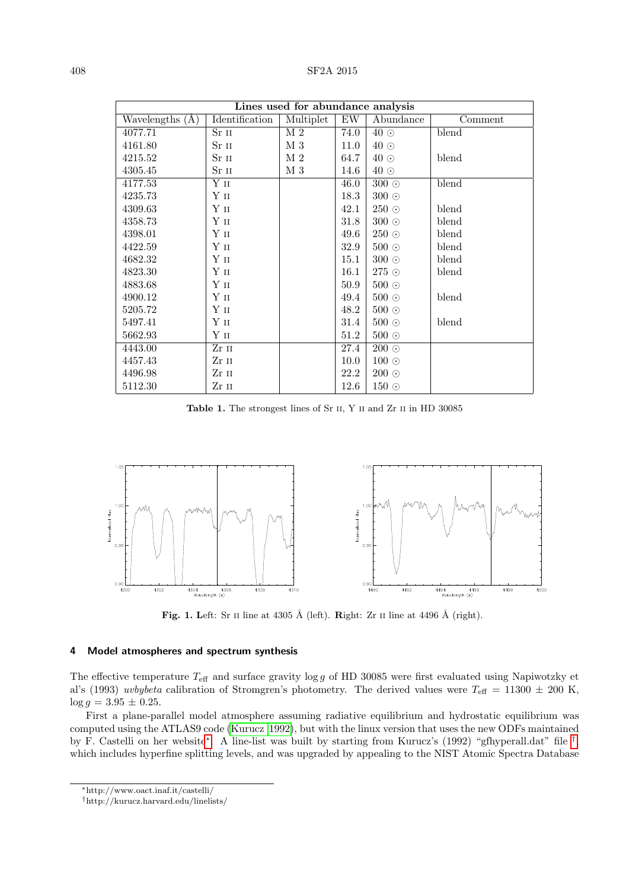| Lines used for abundance analysis | | | | | |
|---|---|---|---|---|---|
| Wavelengths (Å) | Identification | Multiplet | EW | Abundance | Comment |
| 4077.71 | Sr II | M 2 | 74.0 | 40 ⊙ | blend |
| 4161.80 | Sr II | M 3 | 11.0 | 40 ⊙ | |
| 4215.52 | Sr II | M 2 | 64.7 | 40 ⊙ | blend |
| 4305.45 | Sr II | M 3 | 14.6 | 40 ⊙ | |
| 4177.53 | Y II | | 46.0 | 300 ⊙ | blend |
| 4235.73 | Y II | | 18.3 | 300 ⊙ | |
| 4309.63 | Y II | | 42.1 | 250 ⊙ | blend |
| 4358.73 | Y II | | 31.8 | 300 ⊙ | blend |
| 4398.01 | Y II | | 49.6 | 250 ⊙ | blend |
| 4422.59 | Y II | | 32.9 | 500 ⊙ | blend |
| 4682.32 | Y II | | 15.1 | 300 ⊙ | blend |
| 4823.30 | Y II | | 16.1 | 275 ⊙ | blend |
| 4883.68 | Y II | | 50.9 | 500 ⊙ | |
| 4900.12 | Y II | | 49.4 | 500 ⊙ | blend |
| 5205.72 | Y II | | 48.2 | 500 ⊙ | |
| 5497.41 | Y II | | 31.4 | 500 ⊙ | blend |
| 5662.93 | Y II | | 51.2 | 500 ⊙ | |
| 4443.00 | Zr II | | 27.4 | 200 ⊙ | |
| 4457.43 | Zr II | | 10.0 | 100 ⊙ | |
| 4496.98 | Zr II | | 22.2 | 200 ⊙ | |
| 5112.30 | Zr II | | 12.6 | 150 ⊙ | |

**Table 1.** The strongest lines of Sr II, Y II and Zr II in HD 30085

**Fig. 1. L**eft: Sr II line at 4305 Å (left). **R**ight: Zr II line at 4496 Å (right).

## 4 Model atmospheres and spectrum synthesis

The effective temperature $T_{\text{eff}}$ and surface gravity $\log g$ of HD 30085 were first evaluated using Napiwotzky et al's (1993) *uvbybeta* calibration of Stromgren's photometry. The derived values were $T_{\text{eff}} = 11300 \pm 200$ K, $\log g = 3.95 \pm 0.25$.

First a plane-parallel model atmosphere assuming radiative equilibrium and hydrostatic equilibrium was computed using the ATLAS9 code (Kurucz 1992), but with the linux version that uses the new ODFs maintained by F. Castelli on her website*. A line-list was built by starting from Kurucz's (1992) "gfhyperall.dat" file †, which includes hyperfine splitting levels, and was upgraded by appealing to the NIST Atomic Spectra Database

*http://www.oact.inaf.it/castelli/

†http://kurucz.harvard.edu/linelists/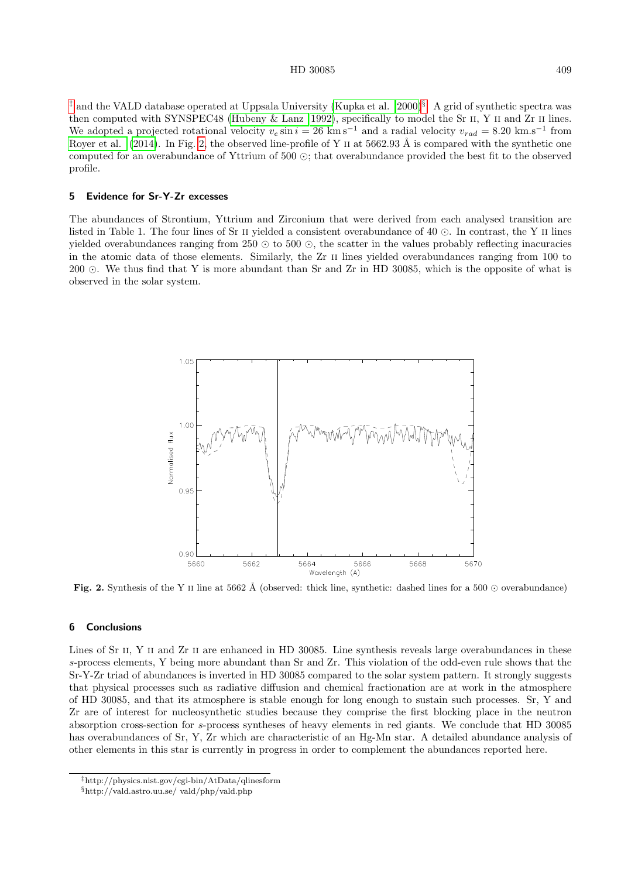[‡] and the VALD database operated at Uppsala University (Kupka et al. (2000)[§]. A grid of synthetic spectra was then computed with SYNSPEC48 (Hubeny & Lanz (1992), specifically to model the Sr II, Y II and Zr II lines. We adopted a projected rotational velocity $v_e \sin i = 26$ km s$^{-1}$ and a radial velocity $v_{rad} = 8.20$ km.s$^{-1}$ from Royer et al. (2014). In Fig. 2, the observed line-profile of Y II at 5662.93 Å is compared with the synthetic one computed for an overabundance of Yttrium of 500 ⊙; that overabundance provided the best fit to the observed profile.

## 5 Evidence for Sr-Y-Zr excesses

The abundances of Strontium, Yttrium and Zirconium that were derived from each analysed transition are listed in Table 1. The four lines of Sr II yielded a consistent overabundance of 40 ⊙. In contrast, the Y II lines yielded overabundances ranging from 250 ⊙ to 500 ⊙, the scatter in the values probably reflecting inacuracies in the atomic data of those elements. Similarly, the Zr II lines yielded overabundances ranging from 100 to 200 ⊙. We thus find that Y is more abundant than Sr and Zr in HD 30085, which is the opposite of what is observed in the solar system.

**Fig. 2.** Synthesis of the Y II line at 5662 Å (observed: thick line, synthetic: dashed lines for a 500 ⊙ overabundance)

## 6 Conclusions

Lines of Sr II, Y II and Zr II are enhanced in HD 30085. Line synthesis reveals large overabundances in these *s*-process elements, Y being more abundant than Sr and Zr. This violation of the odd-even rule shows that the Sr-Y-Zr triad of abundances is inverted in HD 30085 compared to the solar system pattern. It strongly suggests that physical processes such as radiative diffusion and chemical fractionation are at work in the atmosphere of HD 30085, and that its atmosphere is stable enough for long enough to sustain such processes. Sr, Y and Zr are of interest for nucleosynthetic studies because they comprise the first blocking place in the neutron absorption cross-section for *s*-process syntheses of heavy elements in red giants. We conclude that HD 30085 has overabundances of Sr, Y, Zr which are characteristic of an Hg-Mn star. A detailed abundance analysis of other elements in this star is currently in progress in order to complement the abundances reported here.

---

[‡] http://physics.nist.gov/cgi-bin/AtData/qlinesform

[§] http://vald.astro.uu.se/ vald/php/vald.php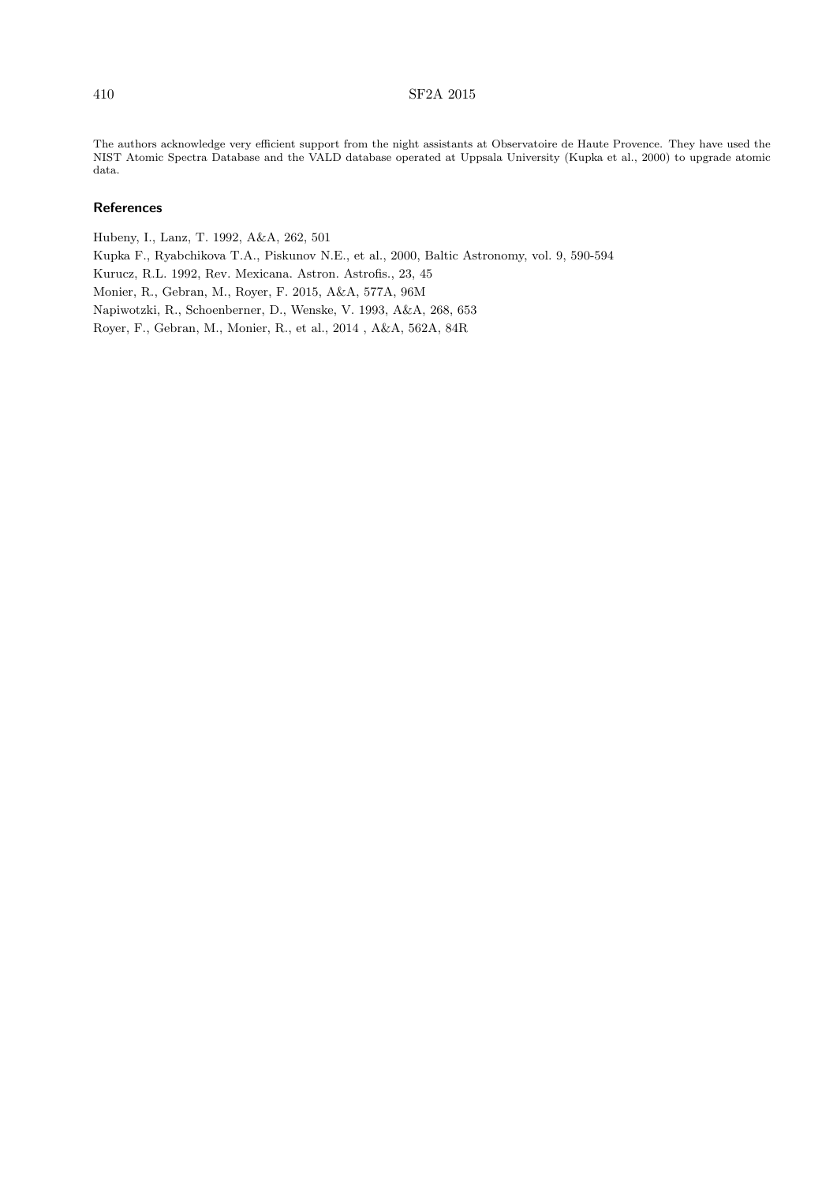The authors acknowledge very efficient support from the night assistants at Observatoire de Haute Provence. They have used the NIST Atomic Spectra Database and the VALD database operated at Uppsala University (Kupka et al., 2000) to upgrade atomic data.

## References

Hubeny, I., Lanz, T. 1992, A&A, 262, 501

Kupka F., Ryabchikova T.A., Piskunov N.E., et al., 2000, Baltic Astronomy, vol. 9, 590-594

Kurucz, R.L. 1992, Rev. Mexicana. Astron. Astrofis., 23, 45

Monier, R., Gebran, M., Royer, F. 2015, A&A, 577A, 96M

Napiwotzki, R., Schoenberner, D., Wenske, V. 1993, A&A, 268, 653

Royer, F., Gebran, M., Monier, R., et al., 2014 , A&A, 562A, 84R